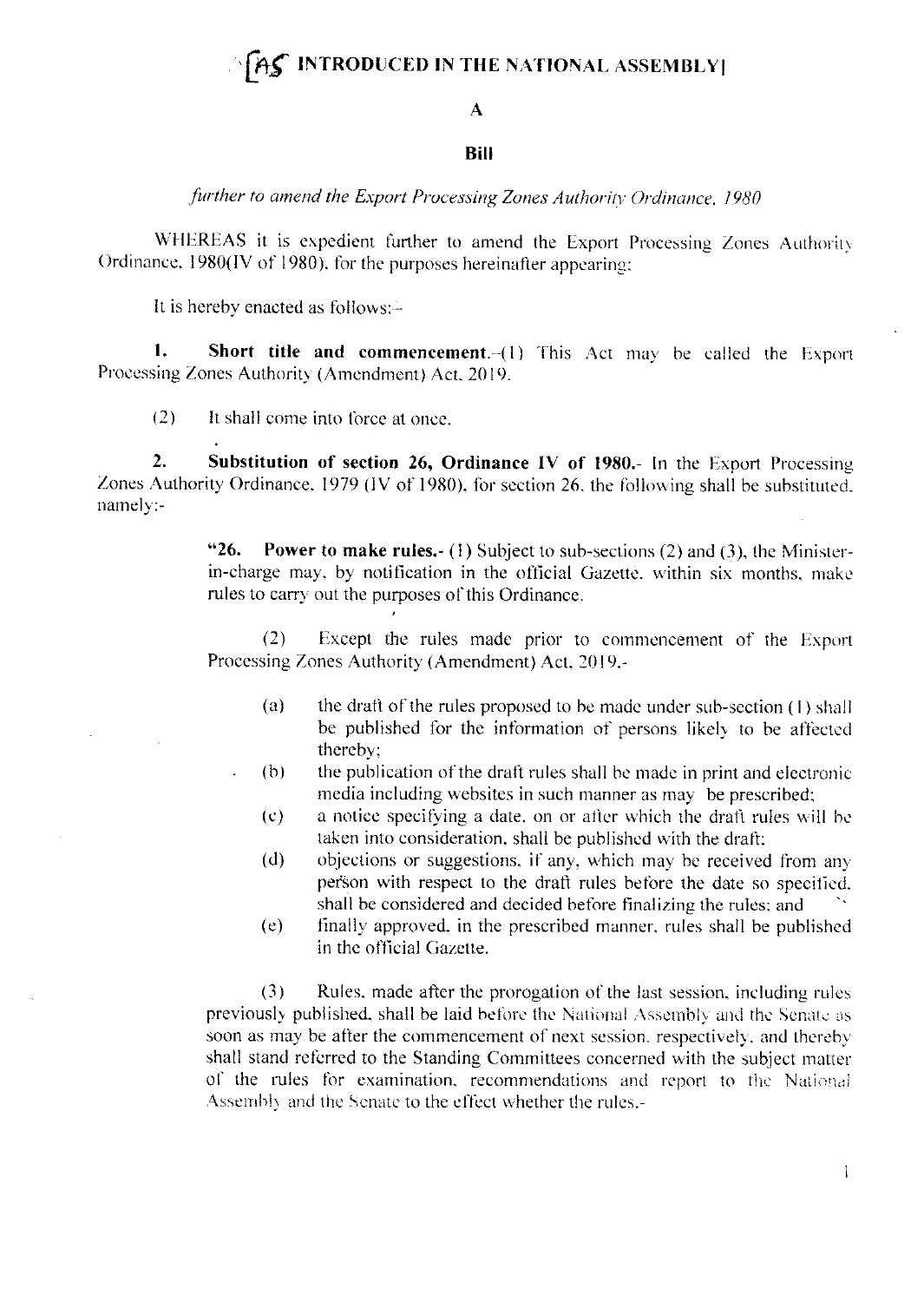# [AS INTRODUCED IN THE NATIONAL ASSEMBLY]

**A**

**Bill**

*further to amend the Export Processing Zones Authority Ordinance, 1980*

WHEREAS it is expedient further to amend the Export Processing Zones Authority Ordinance, 1980(IV of 1980), for the purposes hereinafter appearing:

It is hereby enacted as follows:-

**1. Short title and commencement.**-(1) This Act may be called the Export Processing Zones Authority (Amendment) Act, 2019.

(2) It shall come into force at once.

**2. Substitution of section 26, Ordinance IV of 1980.**- In the Export Processing Zones Authority Ordinance, 1979 (IV of 1980), for section 26, the following shall be substituted, namely:-

> "**26. Power to make rules.**- (1) Subject to sub-sections (2) and (3), the Minister-in-charge may, by notification in the official Gazette, within six months, make rules to carry out the purposes of this Ordinance.
>
> (2) Except the rules made prior to commencement of the Export Processing Zones Authority (Amendment) Act, 2019,-
>
> (a) the draft of the rules proposed to be made under sub-section (1) shall be published for the information of persons likely to be affected thereby;
>
> (b) the publication of the draft rules shall be made in print and electronic media including websites in such manner as may be prescribed;
>
> (c) a notice specifying a date, on or after which the draft rules will be taken into consideration, shall be published with the draft;
>
> (d) objections or suggestions, if any, which may be received from any person with respect to the draft rules before the date so specified, shall be considered and decided before finalizing the rules; and
>
> (e) finally approved, in the prescribed manner, rules shall be published in the official Gazette.
>
> (3) Rules, made after the prorogation of the last session, including rules previously published, shall be laid before the National Assembly and the Senate as soon as may be after the commencement of next session, respectively, and thereby shall stand referred to the Standing Committees concerned with the subject matter of the rules for examination, recommendations and report to the National Assembly and the Senate to the effect whether the rules,-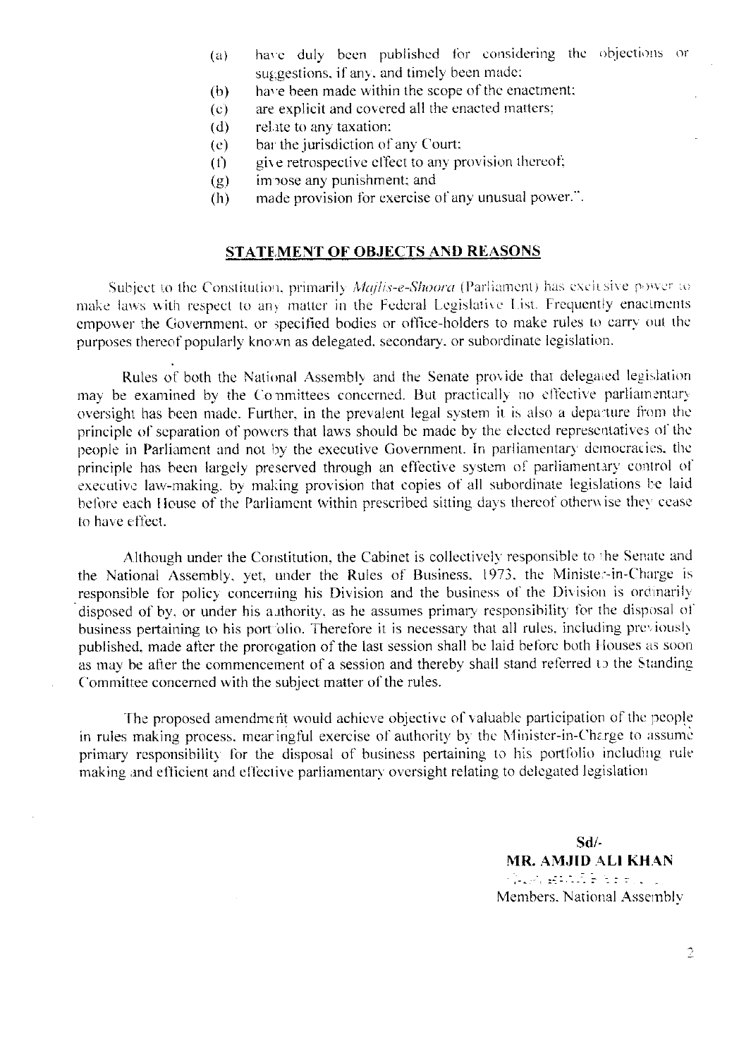(a) have duly been published for considering the objections or suggestions, if any, and timely been made;
(b) have been made within the scope of the enactment;
(c) are explicit and covered all the enacted matters;
(d) relate to any taxation;
(e) bar the jurisdiction of any Court;
(f) give retrospective effect to any provision thereof;
(g) impose any punishment; and
(h) made provision for exercise of any unusual power.".

## STATEMENT OF OBJECTS AND REASONS

Subject to the Constitution, primarily *Majlis-e-Shoora* (Parliament) has exclusive power to make laws with respect to any matter in the Federal Legislative List. Frequently enactments empower the Government, or specified bodies or office-holders to make rules to carry out the purposes thereof popularly known as delegated, secondary, or subordinate legislation.

Rules of both the National Assembly and the Senate provide that delegated legislation may be examined by the Committees concerned. But practically no effective parliamentary oversight has been made. Further, in the prevalent legal system it is also a departure from the principle of separation of powers that laws should be made by the elected representatives of the people in Parliament and not by the executive Government. In parliamentary democracies, the principle has been largely preserved through an effective system of parliamentary control of executive law-making, by making provision that copies of all subordinate legislations be laid before each House of the Parliament within prescribed sitting days thereof otherwise they cease to have effect.

Although under the Constitution, the Cabinet is collectively responsible to the Senate and the National Assembly, yet, under the Rules of Business, 1973, the Minister-in-Charge is responsible for policy concerning his Division and the business of the Division is ordinarily disposed of by, or under his authority, as he assumes primary responsibility for the disposal of business pertaining to his portfolio. Therefore it is necessary that all rules, including previously published, made after the prorogation of the last session shall be laid before both Houses as soon as may be after the commencement of a session and thereby shall stand referred to the Standing Committee concerned with the subject matter of the rules.

The proposed amendment would achieve objective of valuable participation of the people in rules making process, meaningful exercise of authority by the Minister-in-Charge to assume primary responsibility for the disposal of business pertaining to his portfolio including rule making and efficient and effective parliamentary oversight relating to delegated legislation

**Sd/-**
**MR. AMJID ALI KHAN**
Members, National Assembly